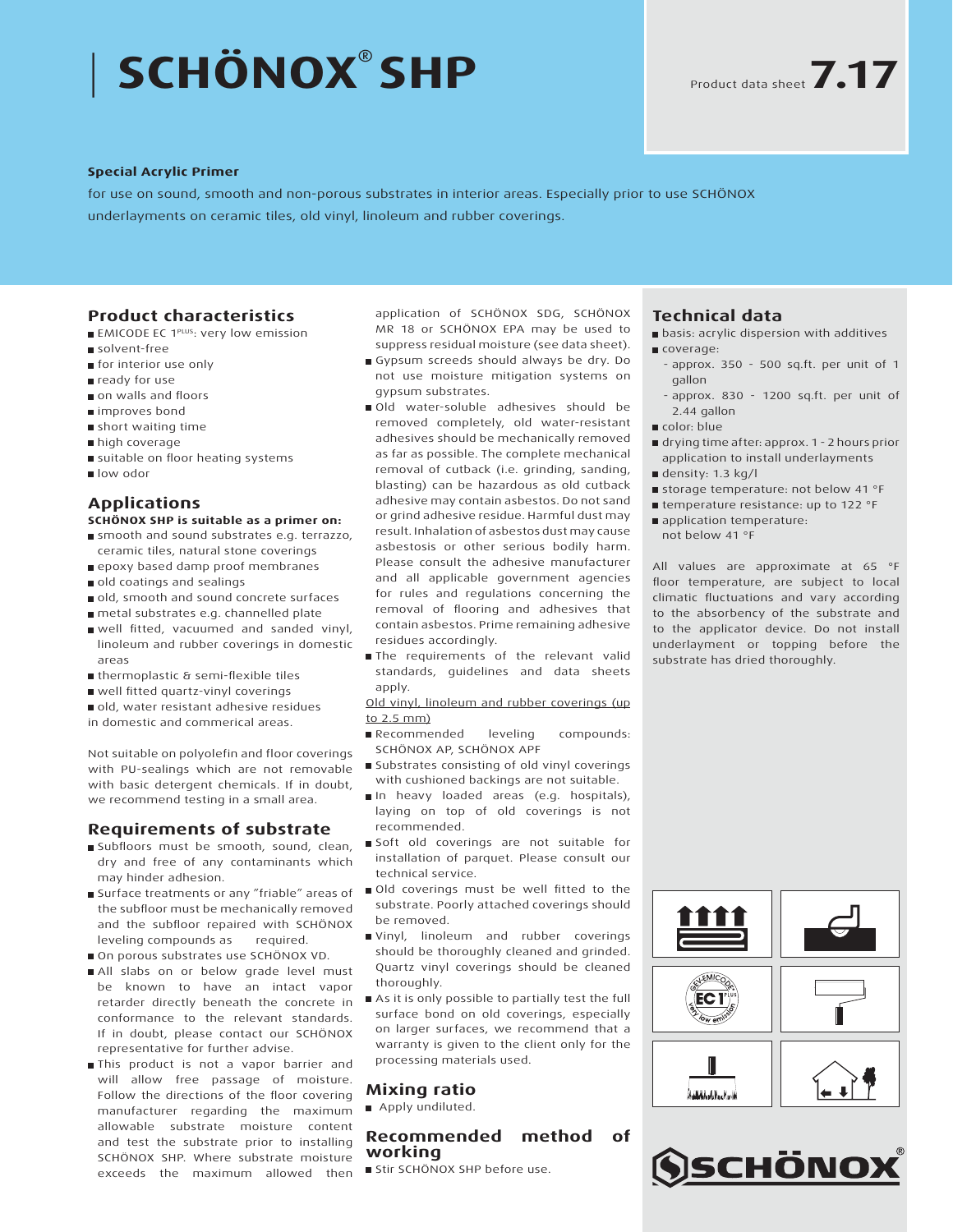# SCHÖNOX® SHP

Product data sheet **7.17**

**Special Acrylic Primer**

for use on sound, smooth and non-porous substrates in interior areas. Especially prior to use SCHÖNOX underlayments on ceramic tiles, old vinyl, linoleum and rubber coverings.

## Product characteristics

- EMICODE EC 1PLUS: very low emission
- solvent-free
- for interior use only
- ready for use
- on walls and floors
- improves bond
- short waiting time
- high coverage
- suitable on floor heating systems
- low odor

## Applications

**SCHÖNOX SHP is suitable as a primer on:**

- smooth and sound substrates e.g. terrazzo, ceramic tiles, natural stone coverings
- epoxy based damp proof membranes
- old coatings and sealings
- old, smooth and sound concrete surfaces
- metal substrates e.g. channelled plate
- well fitted, vacuumed and sanded vinyl, linoleum and rubber coverings in domestic areas
- thermoplastic & semi-flexible tiles
- well fitted quartz-vinyl coverings
- old, water resistant adhesive residues

in domestic and commerical areas.

Not suitable on polyolefin and floor coverings with PU-sealings which are not removable with basic detergent chemicals. If in doubt, we recommend testing in a small area.

## Requirements of substrate

- Subfloors must be smooth, sound, clean, dry and free of any contaminants which may hinder adhesion.
- Surface treatments or any "friable" areas of the subfloor must be mechanically removed and the subfloor repaired with SCHÖNOX leveling compounds as required.
- On porous substrates use SCHÖNOX VD.
- All slabs on or below grade level must be known to have an intact vapor retarder directly beneath the concrete in conformance to the relevant standards. If in doubt, please contact our SCHÖNOX representative for further advise.
- This product is not a vapor barrier and will allow free passage of moisture. Follow the directions of the floor covering manufacturer regarding the maximum allowable substrate moisture content and test the substrate prior to installing SCHÖNOX SHP. Where substrate moisture exceeds the maximum allowed then application of SCHÖNOX SDG, SCHÖNOX MR 18 or SCHÖNOX EPA may be used to suppress residual moisture (see data sheet).
- Gypsum screeds should always be dry. Do not use moisture mitigation systems on gypsum substrates.
- Old water-soluble adhesives should be removed completely, old water-resistant adhesives should be mechanically removed as far as possible. The complete mechanical removal of cutback (i.e. grinding, sanding, blasting) can be hazardous as old cutback adhesive may contain asbestos. Do not sand or grind adhesive residue. Harmful dust may result. Inhalation of asbestos dust may cause asbestosis or other serious bodily harm. Please consult the adhesive manufacturer and all applicable government agencies for rules and regulations concerning the removal of flooring and adhesives that contain asbestos. Prime remaining adhesive residues accordingly.
- The requirements of the relevant valid standards, guidelines and data sheets apply.

Old vinyl, linoleum and rubber coverings (up to 2.5 mm)

- Recommended leveling compounds: SCHÖNOX AP, SCHÖNOX APF
- Substrates consisting of old vinyl coverings with cushioned backings are not suitable.
- In heavy loaded areas (e.g. hospitals), laying on top of old coverings is not recommended.
- Soft old coverings are not suitable for installation of parquet. Please consult our technical service.
- Old coverings must be well fitted to the substrate. Poorly attached coverings should be removed.
- Vinyl, linoleum and rubber coverings should be thoroughly cleaned and grinded. Quartz vinyl coverings should be cleaned thoroughly.
- As it is only possible to partially test the full surface bond on old coverings, especially on larger surfaces, we recommend that a warranty is given to the client only for the processing materials used.

## Mixing ratio

- Apply undiluted.

## Recommended method of working

- Stir SCHÖNOX SHP before use.

## Technical data

- basis: acrylic dispersion with additives
- coverage:
  - approx. 350 - 500 sq.ft. per unit of 1 gallon
  - approx. 830 - 1200 sq.ft. per unit of 2.44 gallon
- color: blue
- drying time after: approx. 1 - 2 hours prior application to install underlayments
- density: 1.3 kg/l
- storage temperature: not below 41 °F
- temperature resistance: up to 122 °F
- application temperature: not below 41 °F

All values are approximate at 65 °F floor temperature, are subject to local climatic fluctuations and vary according to the absorbency of the substrate and to the applicator device. Do not install underlayment or topping before the substrate has dried thoroughly.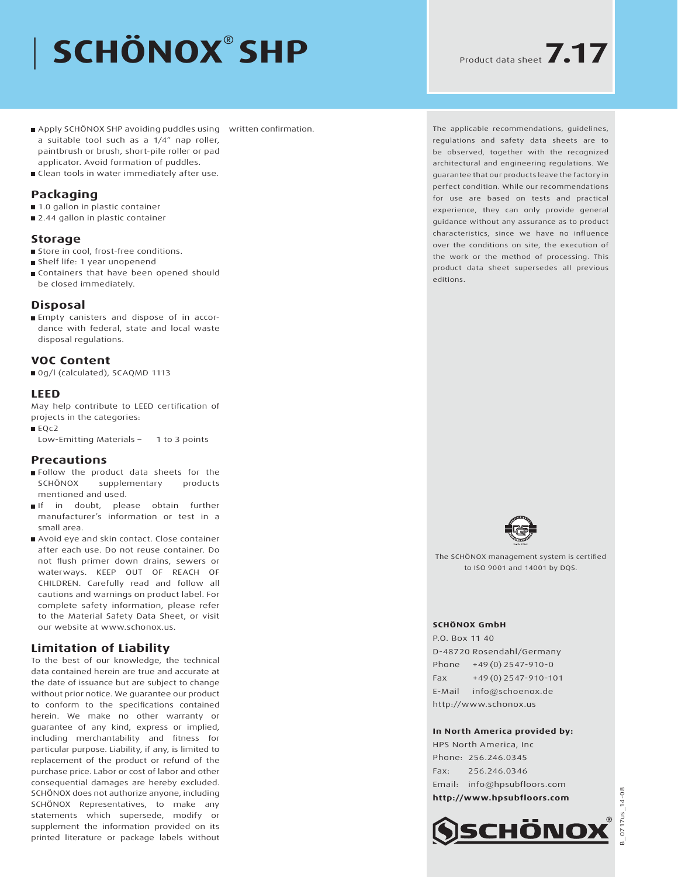# SCHÖNOX® SHP

Product data sheet **7.17**

- Apply SCHÖNOX SHP avoiding puddles using a suitable tool such as a 1/4″ nap roller, paintbrush or brush, short-pile roller or pad applicator. Avoid formation of puddles.
- Clean tools in water immediately after use.

## Packaging

- 1.0 gallon in plastic container
- 2.44 gallon in plastic container

## Storage

- Store in cool, frost-free conditions.
- Shelf life: 1 year unopenend
- Containers that have been opened should be closed immediately.

## Disposal

- Empty canisters and dispose of in accordance with federal, state and local waste disposal regulations.

## VOC Content

- 0g/l (calculated), SCAQMD 1113

## LEED

May help contribute to LEED certification of projects in the categories:

- EQc2
  Low-Emitting Materials – 1 to 3 points

## Precautions

- Follow the product data sheets for the SCHÖNOX supplementary products mentioned and used.
- If in doubt, please obtain further manufacturer's information or test in a small area.
- Avoid eye and skin contact. Close container after each use. Do not reuse container. Do not flush primer down drains, sewers or waterways. KEEP OUT OF REACH OF CHILDREN. Carefully read and follow all cautions and warnings on product label. For complete safety information, please refer to the Material Safety Data Sheet, or visit our website at www.schonox.us.

## Limitation of Liability

To the best of our knowledge, the technical data contained herein are true and accurate at the date of issuance but are subject to change without prior notice. We guarantee our product to conform to the specifications contained herein. We make no other warranty or guarantee of any kind, express or implied, including merchantability and fitness for particular purpose. Liability, if any, is limited to replacement of the product or refund of the purchase price. Labor or cost of labor and other consequential damages are hereby excluded. SCHÖNOX does not authorize anyone, including SCHÖNOX Representatives, to make any statements which supersede, modify or supplement the information provided on its printed literature or package labels without written confirmation.

The applicable recommendations, guidelines, regulations and safety data sheets are to be observed, together with the recognized architectural and engineering regulations. We guarantee that our products leave the factory in perfect condition. While our recommendations for use are based on tests and practical experience, they can only provide general guidance without any assurance as to product characteristics, since we have no influence over the conditions on site, the execution of the work or the method of processing. This product data sheet supersedes all previous editions.

The SCHÖNOX management system is certified to ISO 9001 and 14001 by DQS.

**SCHÖNOX GmbH**
P.O. Box 11 40
D-48720 Rosendahl/Germany
Phone +49 (0) 2547-910-0
Fax +49 (0) 2547-910-101
E-Mail info@schoenox.de
http://www.schonox.us

**In North America provided by:**
HPS North America, Inc
Phone: 256.246.0345
Fax: 256.246.0346
Email: info@hpsubfloors.com
**http://www.hpsubfloors.com**

SCHÖNOX®

B_0717us_14-08